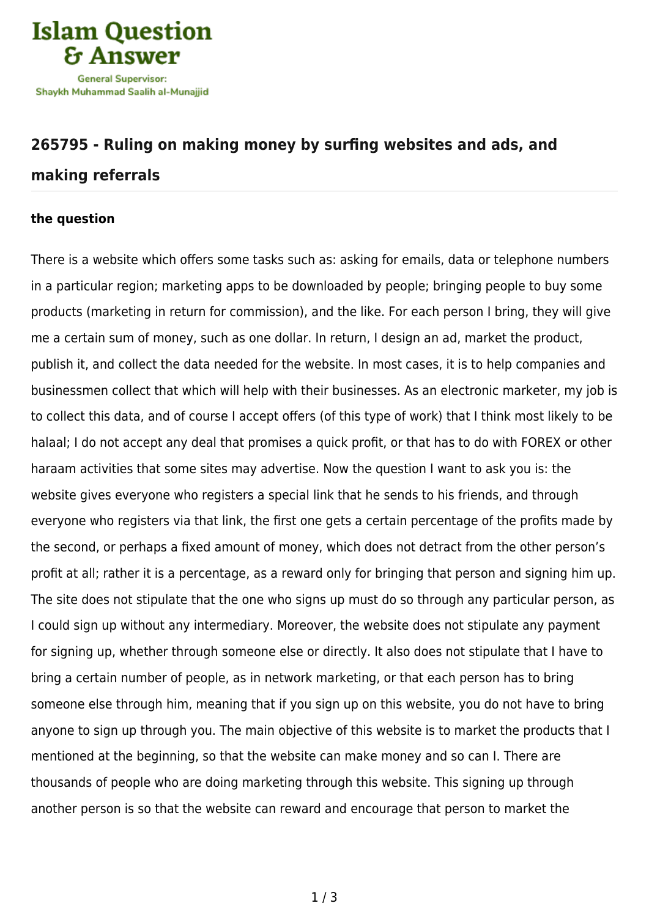# 265795 - Ruling on making money by surfing websites and ads, and making referrals

**the question**

There is a website which offers some tasks such as: asking for emails, data or telephone numbers in a particular region; marketing apps to be downloaded by people; bringing people to buy some products (marketing in return for commission), and the like. For each person I bring, they will give me a certain sum of money, such as one dollar. In return, I design an ad, market the product, publish it, and collect the data needed for the website. In most cases, it is to help companies and businessmen collect that which will help with their businesses. As an electronic marketer, my job is to collect this data, and of course I accept offers (of this type of work) that I think most likely to be halaal; I do not accept any deal that promises a quick profit, or that has to do with FOREX or other haraam activities that some sites may advertise. Now the question I want to ask you is: the website gives everyone who registers a special link that he sends to his friends, and through everyone who registers via that link, the first one gets a certain percentage of the profits made by the second, or perhaps a fixed amount of money, which does not detract from the other person's profit at all; rather it is a percentage, as a reward only for bringing that person and signing him up. The site does not stipulate that the one who signs up must do so through any particular person, as I could sign up without any intermediary. Moreover, the website does not stipulate any payment for signing up, whether through someone else or directly. It also does not stipulate that I have to bring a certain number of people, as in network marketing, or that each person has to bring someone else through him, meaning that if you sign up on this website, you do not have to bring anyone to sign up through you. The main objective of this website is to market the products that I mentioned at the beginning, so that the website can make money and so can I. There are thousands of people who are doing marketing through this website. This signing up through another person is so that the website can reward and encourage that person to market the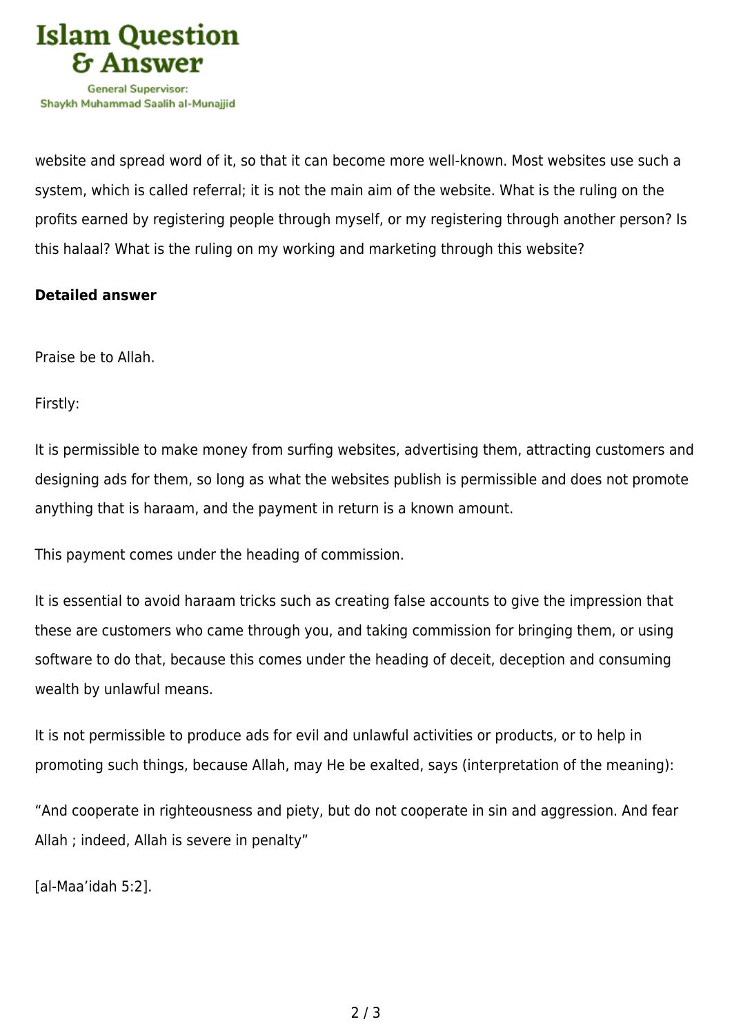website and spread word of it, so that it can become more well-known. Most websites use such a system, which is called referral; it is not the main aim of the website. What is the ruling on the profits earned by registering people through myself, or my registering through another person? Is this halaal? What is the ruling on my working and marketing through this website?

**Detailed answer**

Praise be to Allah.

Firstly:

It is permissible to make money from surfing websites, advertising them, attracting customers and designing ads for them, so long as what the websites publish is permissible and does not promote anything that is haraam, and the payment in return is a known amount.

This payment comes under the heading of commission.

It is essential to avoid haraam tricks such as creating false accounts to give the impression that these are customers who came through you, and taking commission for bringing them, or using software to do that, because this comes under the heading of deceit, deception and consuming wealth by unlawful means.

It is not permissible to produce ads for evil and unlawful activities or products, or to help in promoting such things, because Allah, may He be exalted, says (interpretation of the meaning):

“And cooperate in righteousness and piety, but do not cooperate in sin and aggression. And fear Allah ; indeed, Allah is severe in penalty”

[al-Maa’idah 5:2].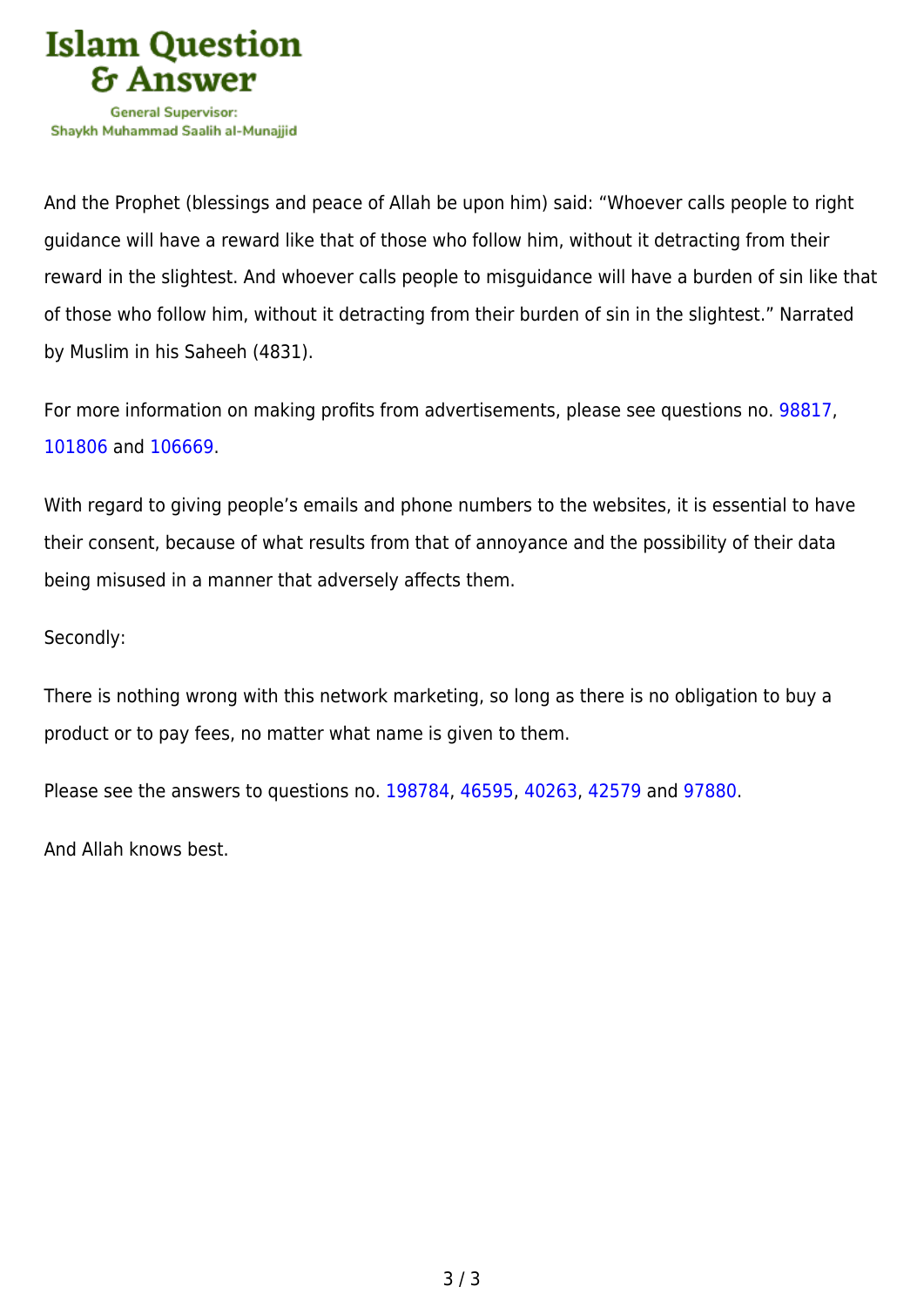And the Prophet (blessings and peace of Allah be upon him) said: “Whoever calls people to right guidance will have a reward like that of those who follow him, without it detracting from their reward in the slightest. And whoever calls people to misguidance will have a burden of sin like that of those who follow him, without it detracting from their burden of sin in the slightest.” Narrated by Muslim in his Saheeh (4831).

For more information on making profits from advertisements, please see questions no. 98817, 101806 and 106669.

With regard to giving people’s emails and phone numbers to the websites, it is essential to have their consent, because of what results from that of annoyance and the possibility of their data being misused in a manner that adversely affects them.

Secondly:

There is nothing wrong with this network marketing, so long as there is no obligation to buy a product or to pay fees, no matter what name is given to them.

Please see the answers to questions no. 198784, 46595, 40263, 42579 and 97880.

And Allah knows best.